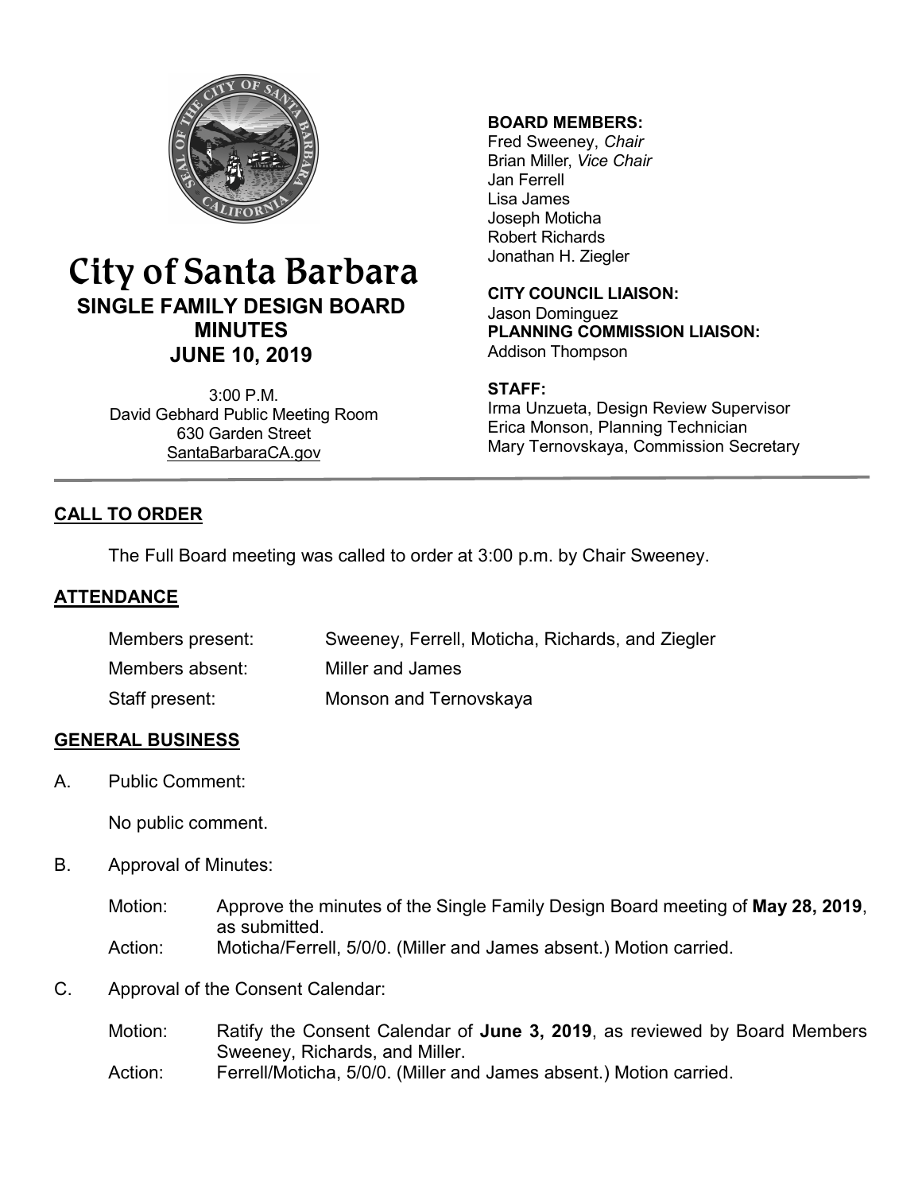# City of Santa Barbara

## SINGLE FAMILY DESIGN BOARD MINUTES JUNE 10, 2019

3:00 P.M.
David Gebhard Public Meeting Room
630 Garden Street
SantaBarbaraCA.gov

**BOARD MEMBERS:**
Fred Sweeney, *Chair*
Brian Miller, *Vice Chair*
Jan Ferrell
Lisa James
Joseph Moticha
Robert Richards
Jonathan H. Ziegler

**CITY COUNCIL LIAISON:**
Jason Dominguez

**PLANNING COMMISSION LIAISON:**
Addison Thompson

**STAFF:**
Irma Unzueta, Design Review Supervisor
Erica Monson, Planning Technician
Mary Ternovskaya, Commission Secretary

---

## CALL TO ORDER

The Full Board meeting was called to order at 3:00 p.m. by Chair Sweeney.

## ATTENDANCE

| | |
|---|---|
| Members present: | Sweeney, Ferrell, Moticha, Richards, and Ziegler |
| Members absent: | Miller and James |
| Staff present: | Monson and Ternovskaya |

## GENERAL BUSINESS

A. Public Comment:

No public comment.

B. Approval of Minutes:

Motion: Approve the minutes of the Single Family Design Board meeting of **May 28, 2019**, as submitted.
Action: Moticha/Ferrell, 5/0/0. (Miller and James absent.) Motion carried.

C. Approval of the Consent Calendar:

Motion: Ratify the Consent Calendar of **June 3, 2019**, as reviewed by Board Members Sweeney, Richards, and Miller.
Action: Ferrell/Moticha, 5/0/0. (Miller and James absent.) Motion carried.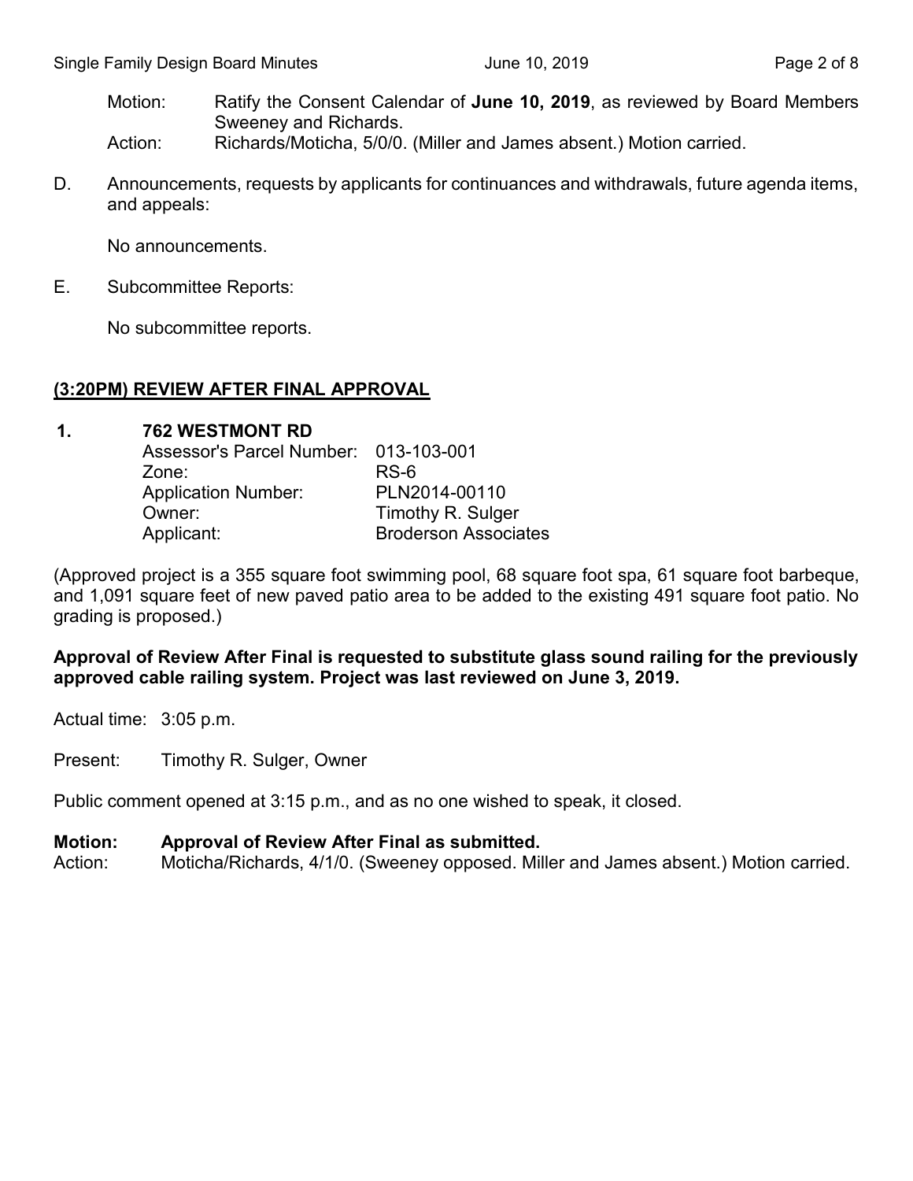Motion: Ratify the Consent Calendar of **June 10, 2019**, as reviewed by Board Members Sweeney and Richards.
Action: Richards/Moticha, 5/0/0. (Miller and James absent.) Motion carried.

D. Announcements, requests by applicants for continuances and withdrawals, future agenda items, and appeals:

No announcements.

E. Subcommittee Reports:

No subcommittee reports.

## (3:20PM) REVIEW AFTER FINAL APPROVAL

### 1. 762 WESTMONT RD

| | |
|---|---|
| Assessor's Parcel Number: | 013-103-001 |
| Zone: | RS-6 |
| Application Number: | PLN2014-00110 |
| Owner: | Timothy R. Sulger |
| Applicant: | Broderson Associates |

(Approved project is a 355 square foot swimming pool, 68 square foot spa, 61 square foot barbeque, and 1,091 square feet of new paved patio area to be added to the existing 491 square foot patio. No grading is proposed.)

**Approval of Review After Final is requested to substitute glass sound railing for the previously approved cable railing system. Project was last reviewed on June 3, 2019.**

Actual time: 3:05 p.m.

Present: Timothy R. Sulger, Owner

Public comment opened at 3:15 p.m., and as no one wished to speak, it closed.

**Motion: Approval of Review After Final as submitted.**
Action: Moticha/Richards, 4/1/0. (Sweeney opposed. Miller and James absent.) Motion carried.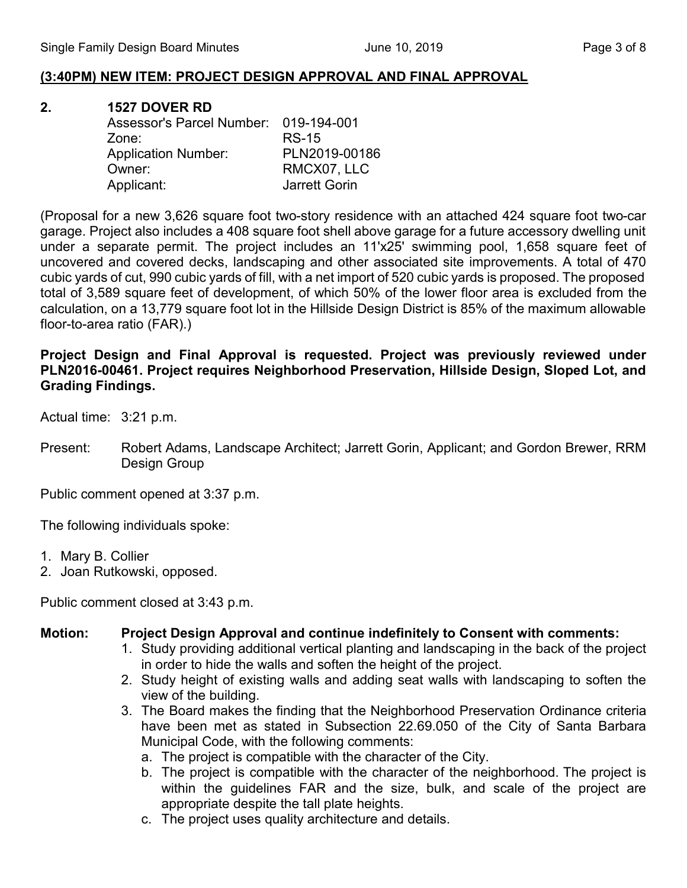## (3:40PM) NEW ITEM: PROJECT DESIGN APPROVAL AND FINAL APPROVAL

**2. 1527 DOVER RD**

| | |
|---|---|
| Assessor's Parcel Number: | 019-194-001 |
| Zone: | RS-15 |
| Application Number: | PLN2019-00186 |
| Owner: | RMCX07, LLC |
| Applicant: | Jarrett Gorin |

(Proposal for a new 3,626 square foot two-story residence with an attached 424 square foot two-car garage. Project also includes a 408 square foot shell above garage for a future accessory dwelling unit under a separate permit. The project includes an 11'x25' swimming pool, 1,658 square feet of uncovered and covered decks, landscaping and other associated site improvements. A total of 470 cubic yards of cut, 990 cubic yards of fill, with a net import of 520 cubic yards is proposed. The proposed total of 3,589 square feet of development, of which 50% of the lower floor area is excluded from the calculation, on a 13,779 square foot lot in the Hillside Design District is 85% of the maximum allowable floor-to-area ratio (FAR).)

**Project Design and Final Approval is requested. Project was previously reviewed under PLN2016-00461. Project requires Neighborhood Preservation, Hillside Design, Sloped Lot, and Grading Findings.**

Actual time: 3:21 p.m.

Present: Robert Adams, Landscape Architect; Jarrett Gorin, Applicant; and Gordon Brewer, RRM Design Group

Public comment opened at 3:37 p.m.

The following individuals spoke:

1. Mary B. Collier
2. Joan Rutkowski, opposed.

Public comment closed at 3:43 p.m.

**Motion: Project Design Approval and continue indefinitely to Consent with comments:**

1. Study providing additional vertical planting and landscaping in the back of the project in order to hide the walls and soften the height of the project.
2. Study height of existing walls and adding seat walls with landscaping to soften the view of the building.
3. The Board makes the finding that the Neighborhood Preservation Ordinance criteria have been met as stated in Subsection 22.69.050 of the City of Santa Barbara Municipal Code, with the following comments:
   a. The project is compatible with the character of the City.
   b. The project is compatible with the character of the neighborhood. The project is within the guidelines FAR and the size, bulk, and scale of the project are appropriate despite the tall plate heights.
   c. The project uses quality architecture and details.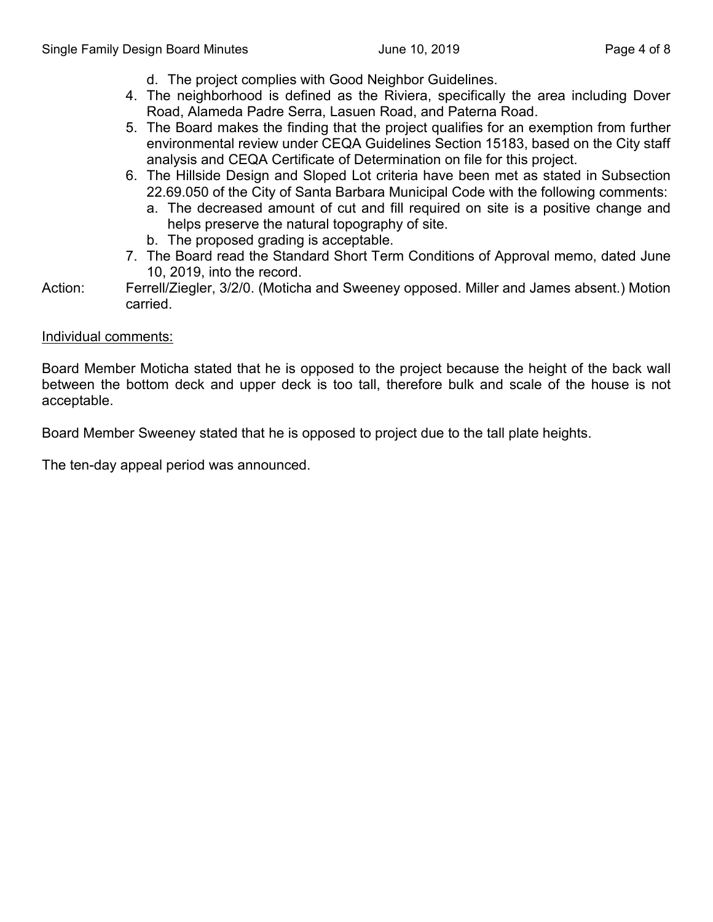d. The project complies with Good Neighbor Guidelines.
4. The neighborhood is defined as the Riviera, specifically the area including Dover Road, Alameda Padre Serra, Lasuen Road, and Paterna Road.
5. The Board makes the finding that the project qualifies for an exemption from further environmental review under CEQA Guidelines Section 15183, based on the City staff analysis and CEQA Certificate of Determination on file for this project.
6. The Hillside Design and Sloped Lot criteria have been met as stated in Subsection 22.69.050 of the City of Santa Barbara Municipal Code with the following comments:
   a. The decreased amount of cut and fill required on site is a positive change and helps preserve the natural topography of site.
   b. The proposed grading is acceptable.
7. The Board read the Standard Short Term Conditions of Approval memo, dated June 10, 2019, into the record.

Action: Ferrell/Ziegler, 3/2/0. (Moticha and Sweeney opposed. Miller and James absent.) Motion carried.

Individual comments:

Board Member Moticha stated that he is opposed to the project because the height of the back wall between the bottom deck and upper deck is too tall, therefore bulk and scale of the house is not acceptable.

Board Member Sweeney stated that he is opposed to project due to the tall plate heights.

The ten-day appeal period was announced.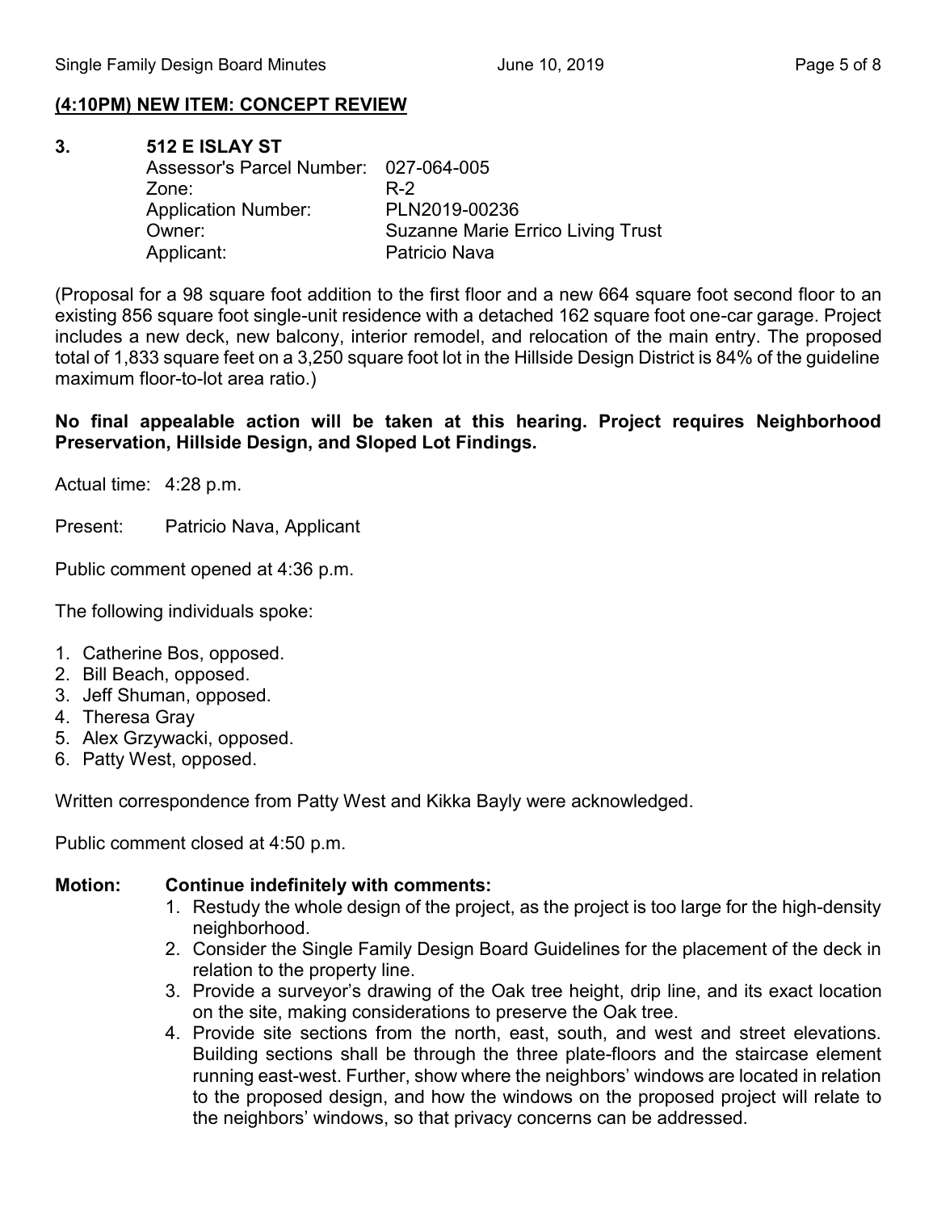## (4:10PM) NEW ITEM: CONCEPT REVIEW

### 3. 512 E ISLAY ST

| | |
|---|---|
| Assessor's Parcel Number: | 027-064-005 |
| Zone: | R-2 |
| Application Number: | PLN2019-00236 |
| Owner: | Suzanne Marie Errico Living Trust |
| Applicant: | Patricio Nava |

(Proposal for a 98 square foot addition to the first floor and a new 664 square foot second floor to an existing 856 square foot single-unit residence with a detached 162 square foot one-car garage. Project includes a new deck, new balcony, interior remodel, and relocation of the main entry. The proposed total of 1,833 square feet on a 3,250 square foot lot in the Hillside Design District is 84% of the guideline maximum floor-to-lot area ratio.)

**No final appealable action will be taken at this hearing. Project requires Neighborhood Preservation, Hillside Design, and Sloped Lot Findings.**

Actual time: 4:28 p.m.

Present: Patricio Nava, Applicant

Public comment opened at 4:36 p.m.

The following individuals spoke:

1. Catherine Bos, opposed.
2. Bill Beach, opposed.
3. Jeff Shuman, opposed.
4. Theresa Gray
5. Alex Grzywacki, opposed.
6. Patty West, opposed.

Written correspondence from Patty West and Kikka Bayly were acknowledged.

Public comment closed at 4:50 p.m.

**Motion: Continue indefinitely with comments:**

1. Restudy the whole design of the project, as the project is too large for the high-density neighborhood.
2. Consider the Single Family Design Board Guidelines for the placement of the deck in relation to the property line.
3. Provide a surveyor's drawing of the Oak tree height, drip line, and its exact location on the site, making considerations to preserve the Oak tree.
4. Provide site sections from the north, east, south, and west and street elevations. Building sections shall be through the three plate-floors and the staircase element running east-west. Further, show where the neighbors' windows are located in relation to the proposed design, and how the windows on the proposed project will relate to the neighbors' windows, so that privacy concerns can be addressed.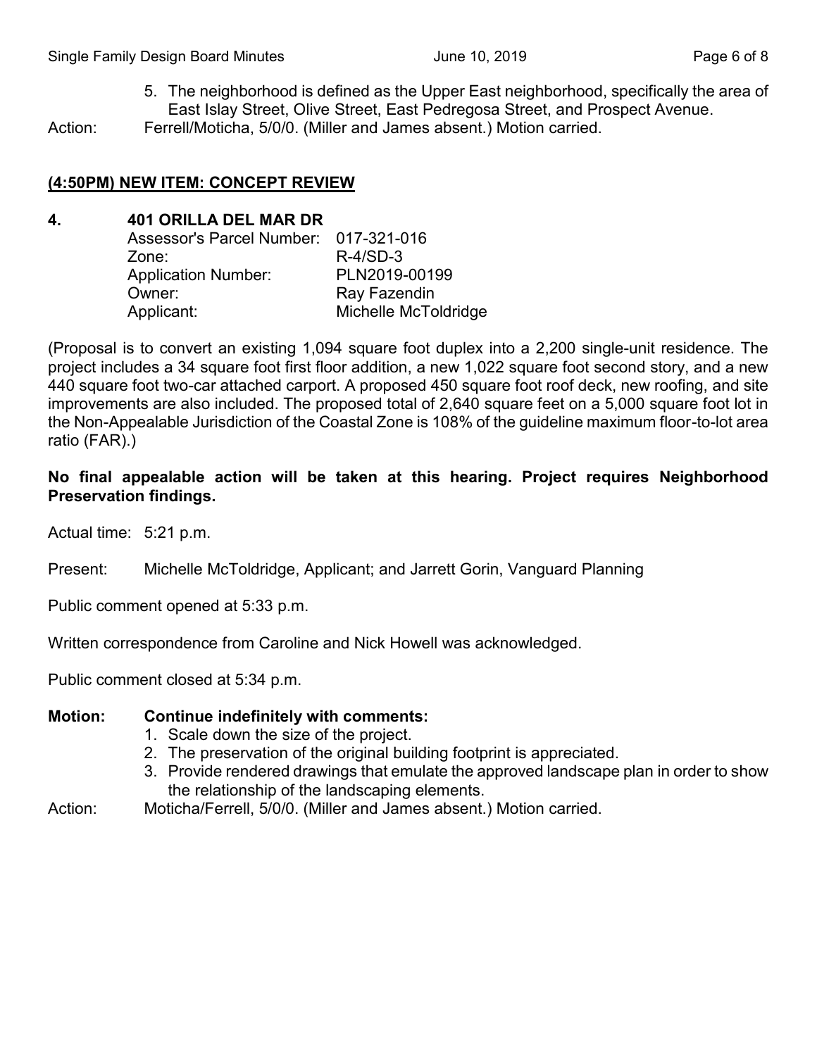5. The neighborhood is defined as the Upper East neighborhood, specifically the area of East Islay Street, Olive Street, East Pedregosa Street, and Prospect Avenue.

Action: Ferrell/Moticha, 5/0/0. (Miller and James absent.) Motion carried.

## (4:50PM) NEW ITEM: CONCEPT REVIEW

**4. 401 ORILLA DEL MAR DR**

| | |
|---|---|
| Assessor's Parcel Number: | 017-321-016 |
| Zone: | R-4/SD-3 |
| Application Number: | PLN2019-00199 |
| Owner: | Ray Fazendin |
| Applicant: | Michelle McToldridge |

(Proposal is to convert an existing 1,094 square foot duplex into a 2,200 single-unit residence. The project includes a 34 square foot first floor addition, a new 1,022 square foot second story, and a new 440 square foot two-car attached carport. A proposed 450 square foot roof deck, new roofing, and site improvements are also included. The proposed total of 2,640 square feet on a 5,000 square foot lot in the Non-Appealable Jurisdiction of the Coastal Zone is 108% of the guideline maximum floor-to-lot area ratio (FAR).)

**No final appealable action will be taken at this hearing. Project requires Neighborhood Preservation findings.**

Actual time: 5:21 p.m.

Present: Michelle McToldridge, Applicant; and Jarrett Gorin, Vanguard Planning

Public comment opened at 5:33 p.m.

Written correspondence from Caroline and Nick Howell was acknowledged.

Public comment closed at 5:34 p.m.

**Motion: Continue indefinitely with comments:**

1. Scale down the size of the project.
2. The preservation of the original building footprint is appreciated.
3. Provide rendered drawings that emulate the approved landscape plan in order to show the relationship of the landscaping elements.

Action: Moticha/Ferrell, 5/0/0. (Miller and James absent.) Motion carried.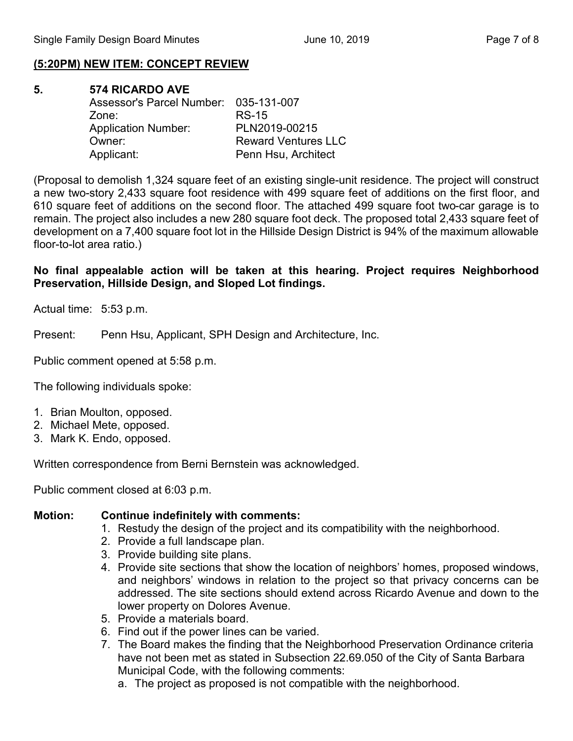**(5:20PM) NEW ITEM: CONCEPT REVIEW**

**5. 574 RICARDO AVE**

| | |
|---|---|
| Assessor's Parcel Number: | 035-131-007 |
| Zone: | RS-15 |
| Application Number: | PLN2019-00215 |
| Owner: | Reward Ventures LLC |
| Applicant: | Penn Hsu, Architect |

(Proposal to demolish 1,324 square feet of an existing single-unit residence. The project will construct a new two-story 2,433 square foot residence with 499 square feet of additions on the first floor, and 610 square feet of additions on the second floor. The attached 499 square foot two-car garage is to remain. The project also includes a new 280 square foot deck. The proposed total 2,433 square feet of development on a 7,400 square foot lot in the Hillside Design District is 94% of the maximum allowable floor-to-lot area ratio.)

**No final appealable action will be taken at this hearing. Project requires Neighborhood Preservation, Hillside Design, and Sloped Lot findings.**

Actual time: 5:53 p.m.

Present: Penn Hsu, Applicant, SPH Design and Architecture, Inc.

Public comment opened at 5:58 p.m.

The following individuals spoke:

1. Brian Moulton, opposed.
2. Michael Mete, opposed.
3. Mark K. Endo, opposed.

Written correspondence from Berni Bernstein was acknowledged.

Public comment closed at 6:03 p.m.

**Motion: Continue indefinitely with comments:**

1. Restudy the design of the project and its compatibility with the neighborhood.
2. Provide a full landscape plan.
3. Provide building site plans.
4. Provide site sections that show the location of neighbors' homes, proposed windows, and neighbors' windows in relation to the project so that privacy concerns can be addressed. The site sections should extend across Ricardo Avenue and down to the lower property on Dolores Avenue.
5. Provide a materials board.
6. Find out if the power lines can be varied.
7. The Board makes the finding that the Neighborhood Preservation Ordinance criteria have not been met as stated in Subsection 22.69.050 of the City of Santa Barbara Municipal Code, with the following comments:
   a. The project as proposed is not compatible with the neighborhood.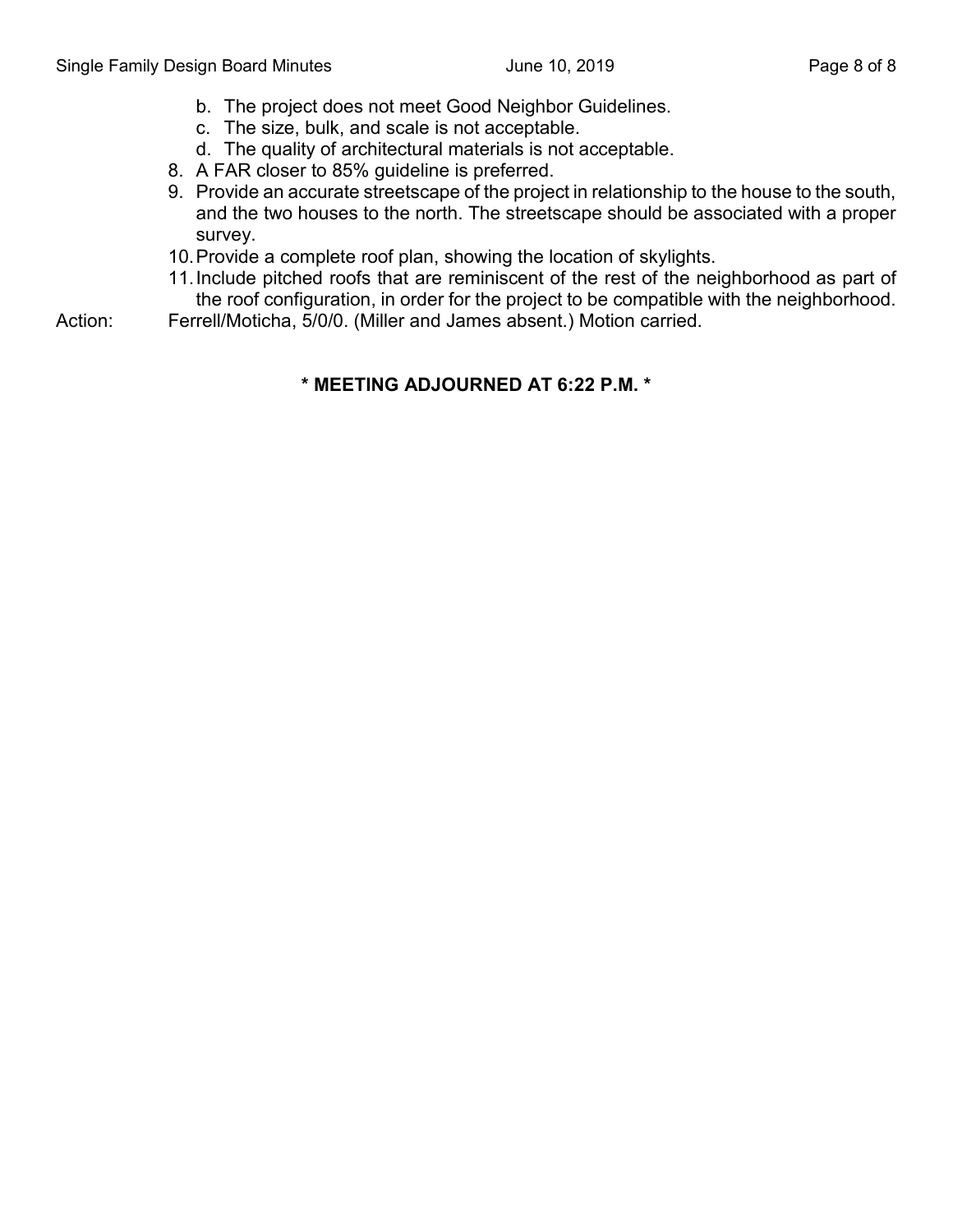b. The project does not meet Good Neighbor Guidelines.
   c. The size, bulk, and scale is not acceptable.
   d. The quality of architectural materials is not acceptable.
8. A FAR closer to 85% guideline is preferred.
9. Provide an accurate streetscape of the project in relationship to the house to the south, and the two houses to the north. The streetscape should be associated with a proper survey.
10. Provide a complete roof plan, showing the location of skylights.
11. Include pitched roofs that are reminiscent of the rest of the neighborhood as part of the roof configuration, in order for the project to be compatible with the neighborhood.

Action: Ferrell/Moticha, 5/0/0. (Miller and James absent.) Motion carried.

**\* MEETING ADJOURNED AT 6:22 P.M. \***